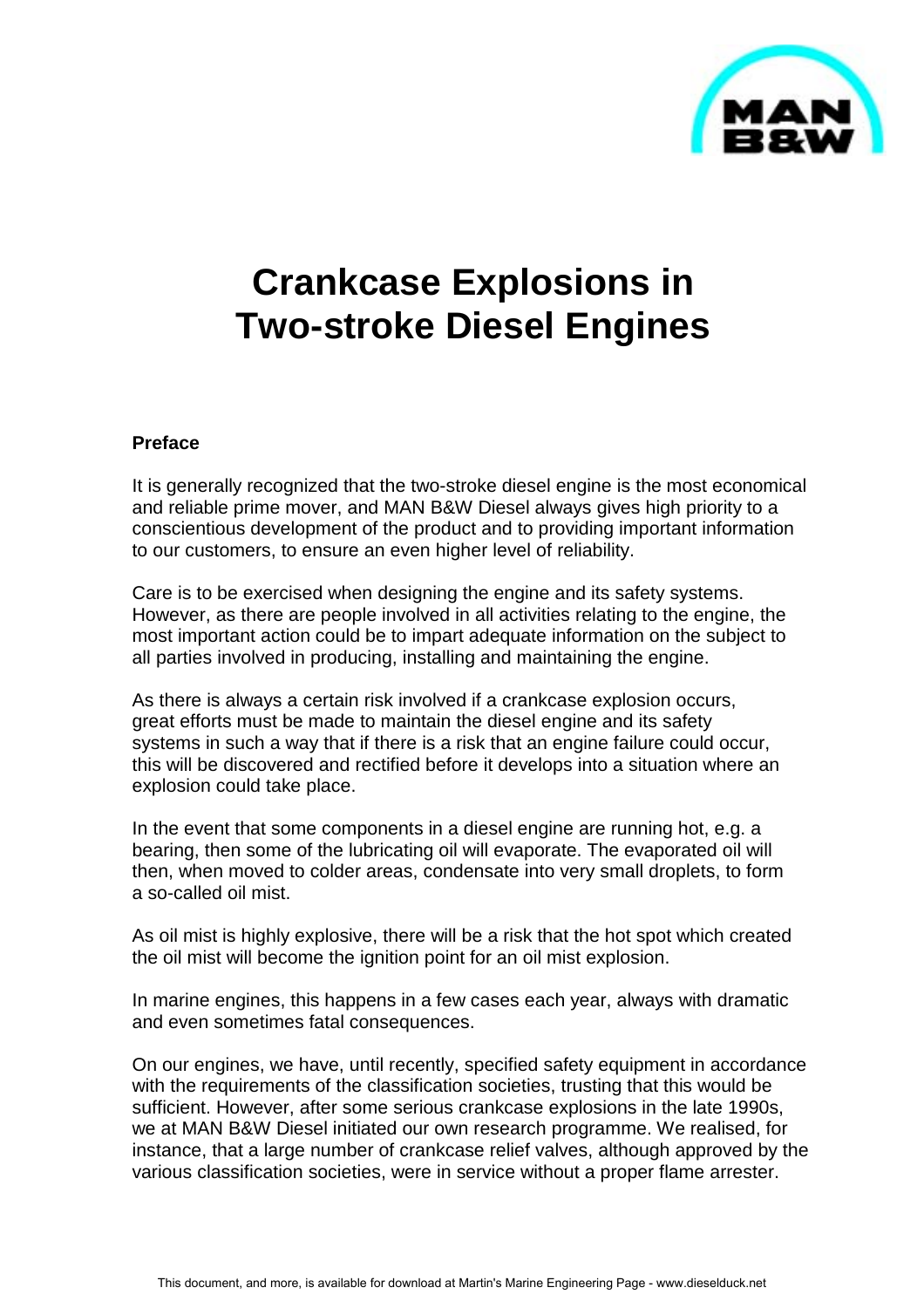# Crankcase Explosions in Two-stroke Diesel Engines

## Preface

It is generally recognized that the two-stroke diesel engine is the most economical and reliable prime mover, and MAN B&W Diesel always gives high priority to a conscientious development of the product and to providing important information to our customers, to ensure an even higher level of reliability.

Care is to be exercised when designing the engine and its safety systems. However, as there are people involved in all activities relating to the engine, the most important action could be to impart adequate information on the subject to all parties involved in producing, installing and maintaining the engine.

As there is always a certain risk involved if a crankcase explosion occurs, great efforts must be made to maintain the diesel engine and its safety systems in such a way that if there is a risk that an engine failure could occur, this will be discovered and rectified before it develops into a situation where an explosion could take place.

In the event that some components in a diesel engine are running hot, e.g. a bearing, then some of the lubricating oil will evaporate. The evaporated oil will then, when moved to colder areas, condensate into very small droplets, to form a so-called oil mist.

As oil mist is highly explosive, there will be a risk that the hot spot which created the oil mist will become the ignition point for an oil mist explosion.

In marine engines, this happens in a few cases each year, always with dramatic and even sometimes fatal consequences.

On our engines, we have, until recently, specified safety equipment in accordance with the requirements of the classification societies, trusting that this would be sufficient. However, after some serious crankcase explosions in the late 1990s, we at MAN B&W Diesel initiated our own research programme. We realised, for instance, that a large number of crankcase relief valves, although approved by the various classification societies, were in service without a proper flame arrester.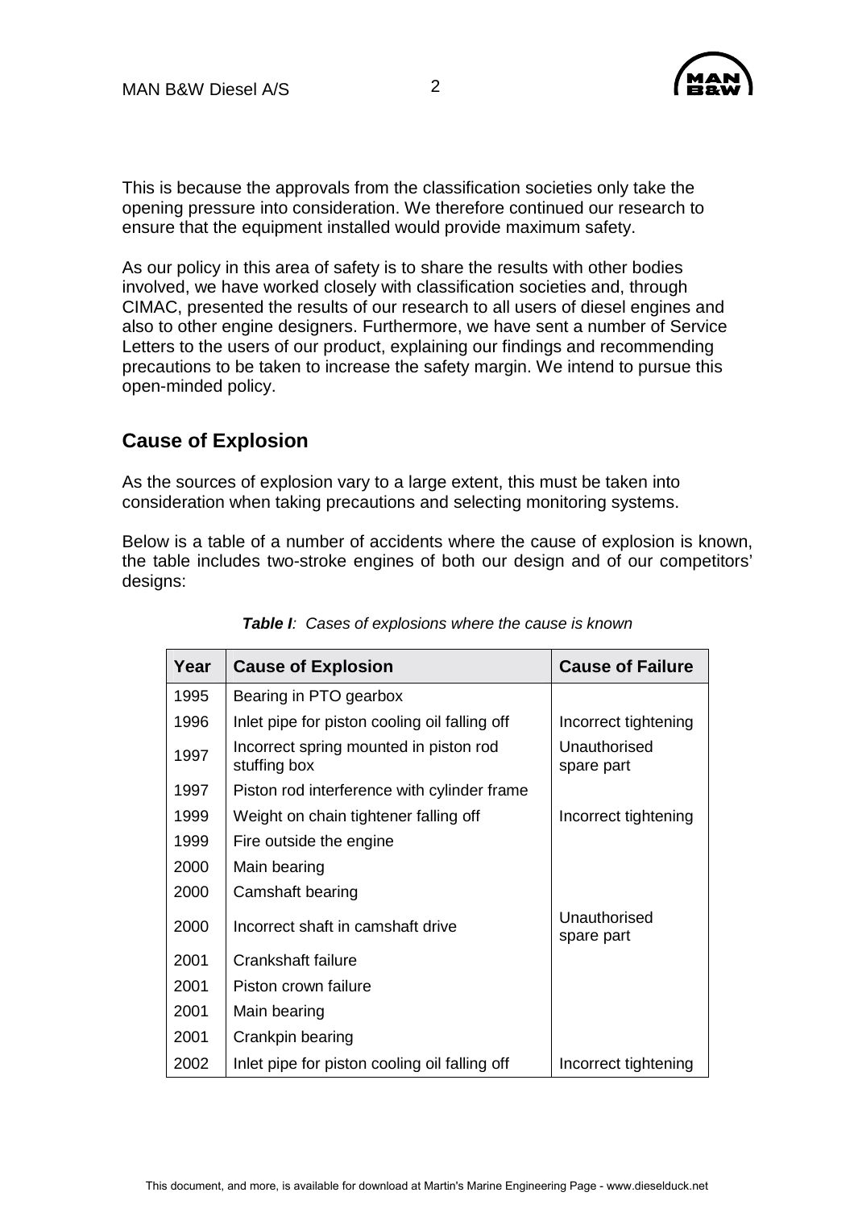This is because the approvals from the classification societies only take the opening pressure into consideration. We therefore continued our research to ensure that the equipment installed would provide maximum safety.

As our policy in this area of safety is to share the results with other bodies involved, we have worked closely with classification societies and, through CIMAC, presented the results of our research to all users of diesel engines and also to other engine designers. Furthermore, we have sent a number of Service Letters to the users of our product, explaining our findings and recommending precautions to be taken to increase the safety margin. We intend to pursue this open-minded policy.

## Cause of Explosion

As the sources of explosion vary to a large extent, this must be taken into consideration when taking precautions and selecting monitoring systems.

Below is a table of a number of accidents where the cause of explosion is known, the table includes two-stroke engines of both our design and of our competitors' designs:

***Table I**: Cases of explosions where the cause is known*

| Year | Cause of Explosion | Cause of Failure |
|---|---|---|
| 1995 | Bearing in PTO gearbox | |
| 1996 | Inlet pipe for piston cooling oil falling off | Incorrect tightening |
| 1997 | Incorrect spring mounted in piston rod stuffing box | Unauthorised spare part |
| 1997 | Piston rod interference with cylinder frame | |
| 1999 | Weight on chain tightener falling off | Incorrect tightening |
| 1999 | Fire outside the engine | |
| 2000 | Main bearing | |
| 2000 | Camshaft bearing | |
| 2000 | Incorrect shaft in camshaft drive | Unauthorised spare part |
| 2001 | Crankshaft failure | |
| 2001 | Piston crown failure | |
| 2001 | Main bearing | |
| 2001 | Crankpin bearing | |
| 2002 | Inlet pipe for piston cooling oil falling off | Incorrect tightening |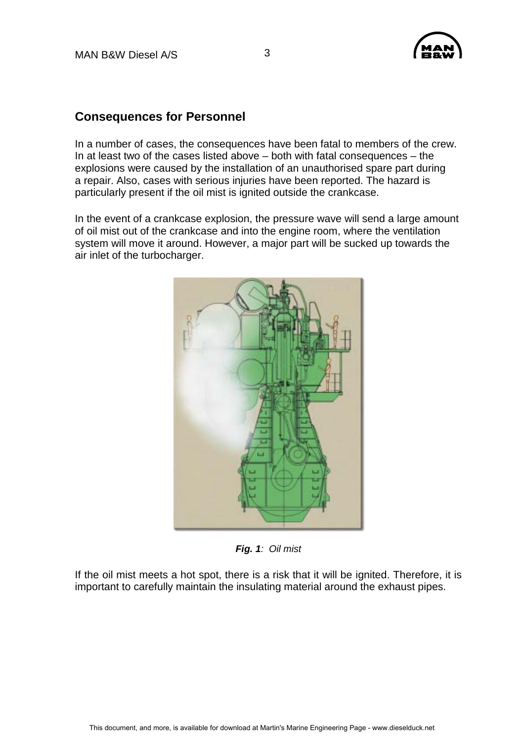## Consequences for Personnel

In a number of cases, the consequences have been fatal to members of the crew. In at least two of the cases listed above – both with fatal consequences – the explosions were caused by the installation of an unauthorised spare part during a repair. Also, cases with serious injuries have been reported. The hazard is particularly present if the oil mist is ignited outside the crankcase.

In the event of a crankcase explosion, the pressure wave will send a large amount of oil mist out of the crankcase and into the engine room, where the ventilation system will move it around. However, a major part will be sucked up towards the air inlet of the turbocharger.

***Fig. 1**: Oil mist*

If the oil mist meets a hot spot, there is a risk that it will be ignited. Therefore, it is important to carefully maintain the insulating material around the exhaust pipes.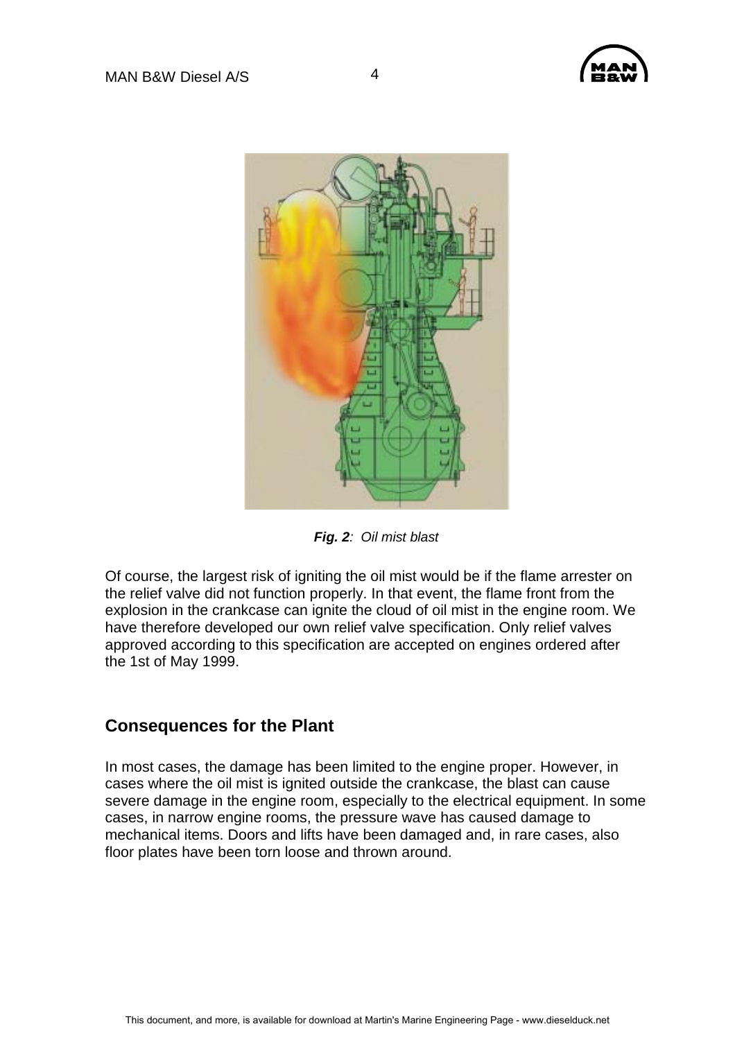*Fig. 2: Oil mist blast*

Of course, the largest risk of igniting the oil mist would be if the flame arrester on the relief valve did not function properly. In that event, the flame front from the explosion in the crankcase can ignite the cloud of oil mist in the engine room. We have therefore developed our own relief valve specification. Only relief valves approved according to this specification are accepted on engines ordered after the 1st of May 1999.

## Consequences for the Plant

In most cases, the damage has been limited to the engine proper. However, in cases where the oil mist is ignited outside the crankcase, the blast can cause severe damage in the engine room, especially to the electrical equipment. In some cases, in narrow engine rooms, the pressure wave has caused damage to mechanical items. Doors and lifts have been damaged and, in rare cases, also floor plates have been torn loose and thrown around.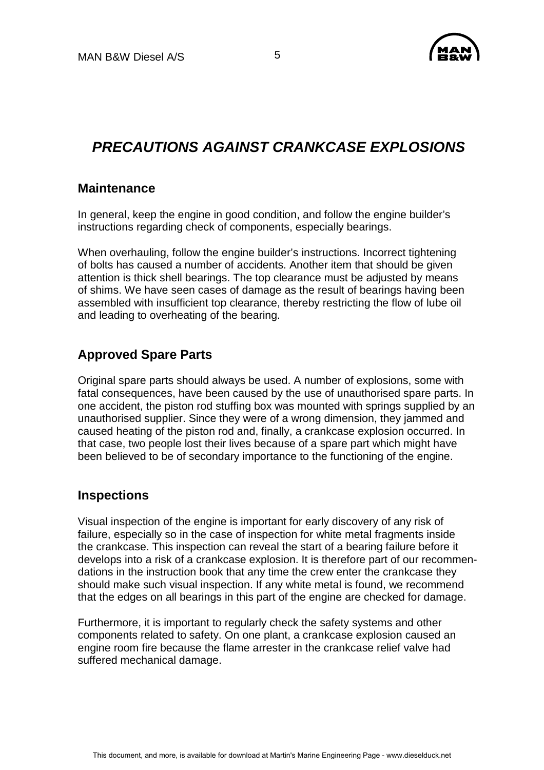## *PRECAUTIONS AGAINST CRANKCASE EXPLOSIONS*

### Maintenance

In general, keep the engine in good condition, and follow the engine builder's instructions regarding check of components, especially bearings.

When overhauling, follow the engine builder's instructions. Incorrect tightening of bolts has caused a number of accidents. Another item that should be given attention is thick shell bearings. The top clearance must be adjusted by means of shims. We have seen cases of damage as the result of bearings having been assembled with insufficient top clearance, thereby restricting the flow of lube oil and leading to overheating of the bearing.

### Approved Spare Parts

Original spare parts should always be used. A number of explosions, some with fatal consequences, have been caused by the use of unauthorised spare parts. In one accident, the piston rod stuffing box was mounted with springs supplied by an unauthorised supplier. Since they were of a wrong dimension, they jammed and caused heating of the piston rod and, finally, a crankcase explosion occurred. In that case, two people lost their lives because of a spare part which might have been believed to be of secondary importance to the functioning of the engine.

### Inspections

Visual inspection of the engine is important for early discovery of any risk of failure, especially so in the case of inspection for white metal fragments inside the crankcase. This inspection can reveal the start of a bearing failure before it develops into a risk of a crankcase explosion. It is therefore part of our recommendations in the instruction book that any time the crew enter the crankcase they should make such visual inspection. If any white metal is found, we recommend that the edges on all bearings in this part of the engine are checked for damage.

Furthermore, it is important to regularly check the safety systems and other components related to safety. On one plant, a crankcase explosion caused an engine room fire because the flame arrester in the crankcase relief valve had suffered mechanical damage.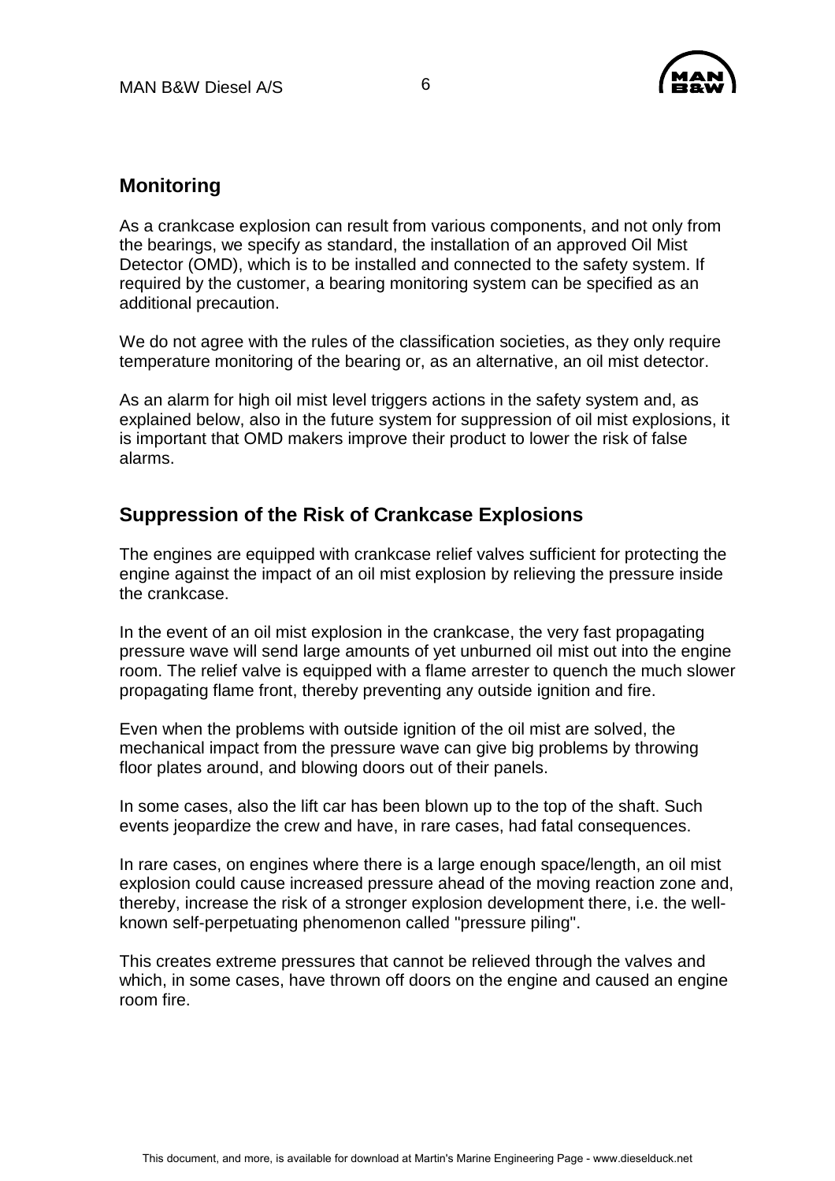## Monitoring

As a crankcase explosion can result from various components, and not only from the bearings, we specify as standard, the installation of an approved Oil Mist Detector (OMD), which is to be installed and connected to the safety system. If required by the customer, a bearing monitoring system can be specified as an additional precaution.

We do not agree with the rules of the classification societies, as they only require temperature monitoring of the bearing or, as an alternative, an oil mist detector.

As an alarm for high oil mist level triggers actions in the safety system and, as explained below, also in the future system for suppression of oil mist explosions, it is important that OMD makers improve their product to lower the risk of false alarms.

## Suppression of the Risk of Crankcase Explosions

The engines are equipped with crankcase relief valves sufficient for protecting the engine against the impact of an oil mist explosion by relieving the pressure inside the crankcase.

In the event of an oil mist explosion in the crankcase, the very fast propagating pressure wave will send large amounts of yet unburned oil mist out into the engine room. The relief valve is equipped with a flame arrester to quench the much slower propagating flame front, thereby preventing any outside ignition and fire.

Even when the problems with outside ignition of the oil mist are solved, the mechanical impact from the pressure wave can give big problems by throwing floor plates around, and blowing doors out of their panels.

In some cases, also the lift car has been blown up to the top of the shaft. Such events jeopardize the crew and have, in rare cases, had fatal consequences.

In rare cases, on engines where there is a large enough space/length, an oil mist explosion could cause increased pressure ahead of the moving reaction zone and, thereby, increase the risk of a stronger explosion development there, i.e. the well-known self-perpetuating phenomenon called "pressure piling".

This creates extreme pressures that cannot be relieved through the valves and which, in some cases, have thrown off doors on the engine and caused an engine room fire.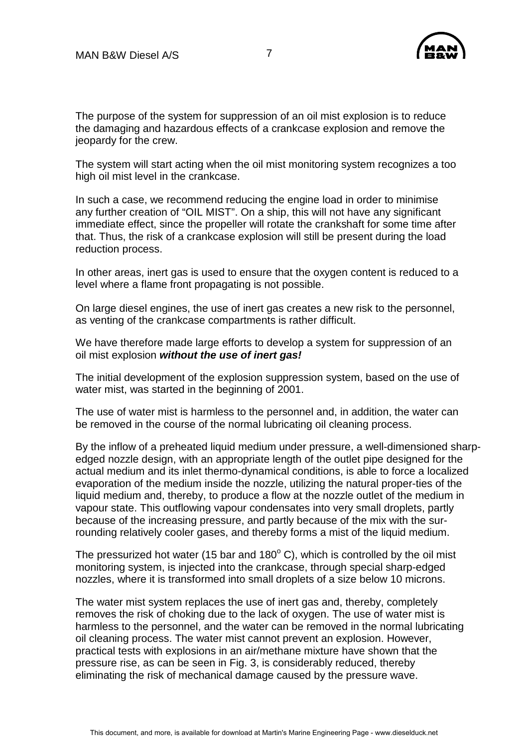The purpose of the system for suppression of an oil mist explosion is to reduce the damaging and hazardous effects of a crankcase explosion and remove the jeopardy for the crew.

The system will start acting when the oil mist monitoring system recognizes a too high oil mist level in the crankcase.

In such a case, we recommend reducing the engine load in order to minimise any further creation of "OIL MIST". On a ship, this will not have any significant immediate effect, since the propeller will rotate the crankshaft for some time after that. Thus, the risk of a crankcase explosion will still be present during the load reduction process.

In other areas, inert gas is used to ensure that the oxygen content is reduced to a level where a flame front propagating is not possible.

On large diesel engines, the use of inert gas creates a new risk to the personnel, as venting of the crankcase compartments is rather difficult.

We have therefore made large efforts to develop a system for suppression of an oil mist explosion ***without the use of inert gas!***

The initial development of the explosion suppression system, based on the use of water mist, was started in the beginning of 2001.

The use of water mist is harmless to the personnel and, in addition, the water can be removed in the course of the normal lubricating oil cleaning process.

By the inflow of a preheated liquid medium under pressure, a well-dimensioned sharp-edged nozzle design, with an appropriate length of the outlet pipe designed for the actual medium and its inlet thermo-dynamical conditions, is able to force a localized evaporation of the medium inside the nozzle, utilizing the natural proper-ties of the liquid medium and, thereby, to produce a flow at the nozzle outlet of the medium in vapour state. This outflowing vapour condensates into very small droplets, partly because of the increasing pressure, and partly because of the mix with the sur-rounding relatively cooler gases, and thereby forms a mist of the liquid medium.

The pressurized hot water (15 bar and $180^{o}$ C), which is controlled by the oil mist monitoring system, is injected into the crankcase, through special sharp-edged nozzles, where it is transformed into small droplets of a size below 10 microns.

The water mist system replaces the use of inert gas and, thereby, completely removes the risk of choking due to the lack of oxygen. The use of water mist is harmless to the personnel, and the water can be removed in the normal lubricating oil cleaning process. The water mist cannot prevent an explosion. However, practical tests with explosions in an air/methane mixture have shown that the pressure rise, as can be seen in Fig. 3, is considerably reduced, thereby eliminating the risk of mechanical damage caused by the pressure wave.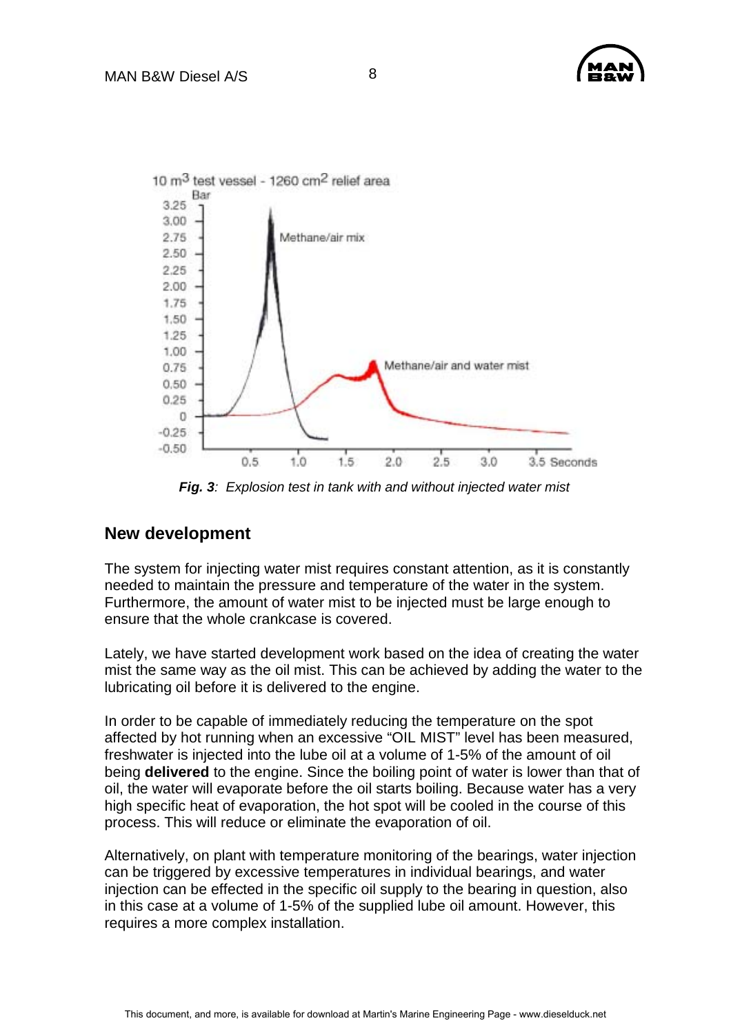*Fig. 3: Explosion test in tank with and without injected water mist*

## New development

The system for injecting water mist requires constant attention, as it is constantly needed to maintain the pressure and temperature of the water in the system. Furthermore, the amount of water mist to be injected must be large enough to ensure that the whole crankcase is covered.

Lately, we have started development work based on the idea of creating the water mist the same way as the oil mist. This can be achieved by adding the water to the lubricating oil before it is delivered to the engine.

In order to be capable of immediately reducing the temperature on the spot affected by hot running when an excessive "OIL MIST" level has been measured, freshwater is injected into the lube oil at a volume of 1-5% of the amount of oil being **delivered** to the engine. Since the boiling point of water is lower than that of oil, the water will evaporate before the oil starts boiling. Because water has a very high specific heat of evaporation, the hot spot will be cooled in the course of this process. This will reduce or eliminate the evaporation of oil.

Alternatively, on plant with temperature monitoring of the bearings, water injection can be triggered by excessive temperatures in individual bearings, and water injection can be effected in the specific oil supply to the bearing in question, also in this case at a volume of 1-5% of the supplied lube oil amount. However, this requires a more complex installation.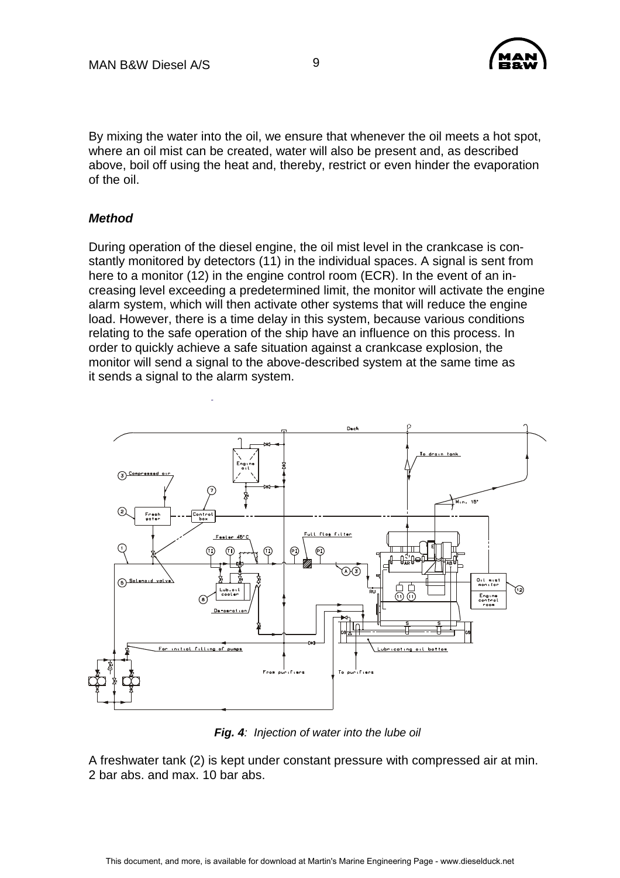By mixing the water into the oil, we ensure that whenever the oil meets a hot spot, where an oil mist can be created, water will also be present and, as described above, boil off using the heat and, thereby, restrict or even hinder the evaporation of the oil.

***Method***

During operation of the diesel engine, the oil mist level in the crankcase is constantly monitored by detectors (11) in the individual spaces. A signal is sent from here to a monitor (12) in the engine control room (ECR). In the event of an increasing level exceeding a predetermined limit, the monitor will activate the engine alarm system, which will then activate other systems that will reduce the engine load. However, there is a time delay in this system, because various conditions relating to the safe operation of the ship have an influence on this process. In order to quickly achieve a safe situation against a crankcase explosion, the monitor will send a signal to the above-described system at the same time as it sends a signal to the alarm system.

***Fig. 4****: Injection of water into the lube oil*

A freshwater tank (2) is kept under constant pressure with compressed air at min. 2 bar abs. and max. 10 bar abs.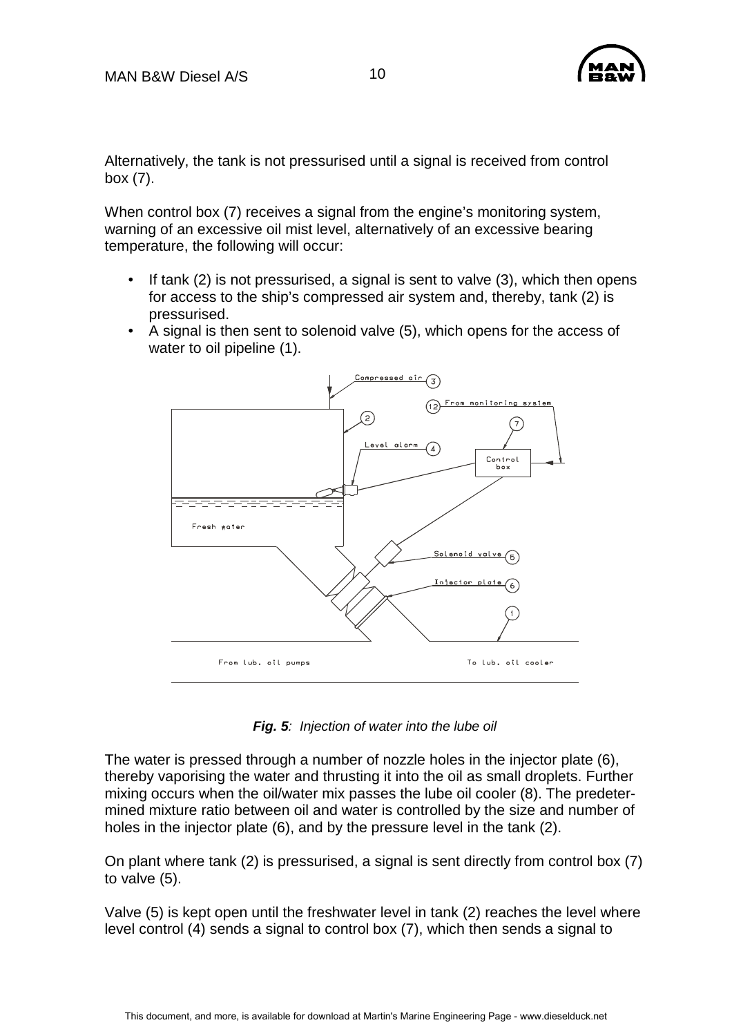Alternatively, the tank is not pressurised until a signal is received from control box (7).

When control box (7) receives a signal from the engine's monitoring system, warning of an excessive oil mist level, alternatively of an excessive bearing temperature, the following will occur:

- If tank (2) is not pressurised, a signal is sent to valve (3), which then opens for access to the ship's compressed air system and, thereby, tank (2) is pressurised.
- A signal is then sent to solenoid valve (5), which opens for the access of water to oil pipeline (1).

***Fig. 5**: Injection of water into the lube oil*

The water is pressed through a number of nozzle holes in the injector plate (6), thereby vaporising the water and thrusting it into the oil as small droplets. Further mixing occurs when the oil/water mix passes the lube oil cooler (8). The predetermined mixture ratio between oil and water is controlled by the size and number of holes in the injector plate (6), and by the pressure level in the tank (2).

On plant where tank (2) is pressurised, a signal is sent directly from control box (7) to valve (5).

Valve (5) is kept open until the freshwater level in tank (2) reaches the level where level control (4) sends a signal to control box (7), which then sends a signal to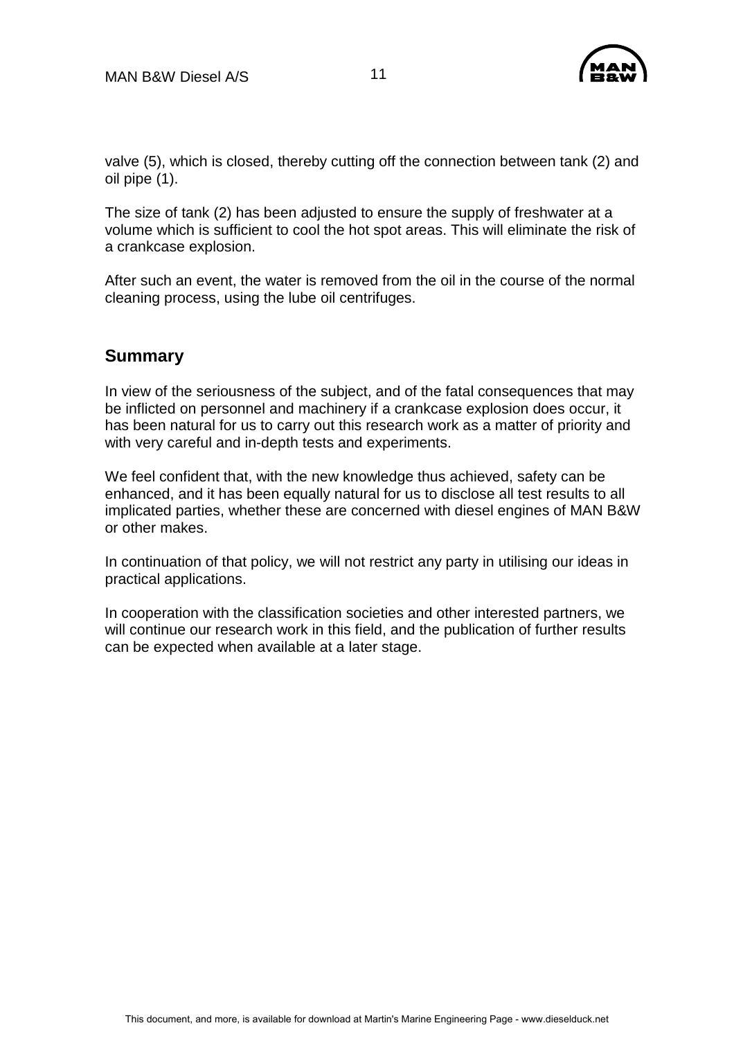valve (5), which is closed, thereby cutting off the connection between tank (2) and oil pipe (1).

The size of tank (2) has been adjusted to ensure the supply of freshwater at a volume which is sufficient to cool the hot spot areas. This will eliminate the risk of a crankcase explosion.

After such an event, the water is removed from the oil in the course of the normal cleaning process, using the lube oil centrifuges.

## Summary

In view of the seriousness of the subject, and of the fatal consequences that may be inflicted on personnel and machinery if a crankcase explosion does occur, it has been natural for us to carry out this research work as a matter of priority and with very careful and in-depth tests and experiments.

We feel confident that, with the new knowledge thus achieved, safety can be enhanced, and it has been equally natural for us to disclose all test results to all implicated parties, whether these are concerned with diesel engines of MAN B&W or other makes.

In continuation of that policy, we will not restrict any party in utilising our ideas in practical applications.

In cooperation with the classification societies and other interested partners, we will continue our research work in this field, and the publication of further results can be expected when available at a later stage.